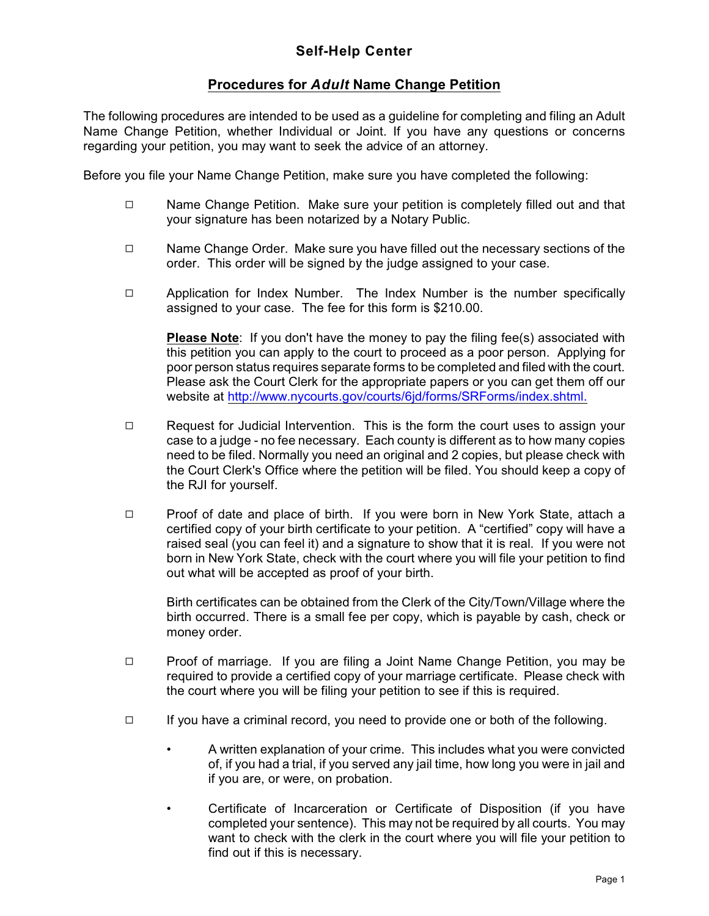## Self-Help Center

## Procedures for ***Adult*** Name Change Petition

The following procedures are intended to be used as a guideline for completing and filing an Adult Name Change Petition, whether Individual or Joint. If you have any questions or concerns regarding your petition, you may want to seek the advice of an attorney.

Before you file your Name Change Petition, make sure you have completed the following:

- ☐ Name Change Petition. Make sure your petition is completely filled out and that your signature has been notarized by a Notary Public.

- ☐ Name Change Order. Make sure you have filled out the necessary sections of the order. This order will be signed by the judge assigned to your case.

- ☐ Application for Index Number. The Index Number is the number specifically assigned to your case. The fee for this form is $210.00.

  **Please Note**: If you don't have the money to pay the filing fee(s) associated with this petition you can apply to the court to proceed as a poor person. Applying for poor person status requires separate forms to be completed and filed with the court. Please ask the Court Clerk for the appropriate papers or you can get them off our website at http://www.nycourts.gov/courts/6jd/forms/SRForms/index.shtml.

- ☐ Request for Judicial Intervention. This is the form the court uses to assign your case to a judge - no fee necessary. Each county is different as to how many copies need to be filed. Normally you need an original and 2 copies, but please check with the Court Clerk's Office where the petition will be filed. You should keep a copy of the RJI for yourself.

- ☐ Proof of date and place of birth. If you were born in New York State, attach a certified copy of your birth certificate to your petition. A "certified" copy will have a raised seal (you can feel it) and a signature to show that it is real. If you were not born in New York State, check with the court where you will file your petition to find out what will be accepted as proof of your birth.

  Birth certificates can be obtained from the Clerk of the City/Town/Village where the birth occurred. There is a small fee per copy, which is payable by cash, check or money order.

- ☐ Proof of marriage. If you are filing a Joint Name Change Petition, you may be required to provide a certified copy of your marriage certificate. Please check with the court where you will be filing your petition to see if this is required.

- ☐ If you have a criminal record, you need to provide one or both of the following.

  - A written explanation of your crime. This includes what you were convicted of, if you had a trial, if you served any jail time, how long you were in jail and if you are, or were, on probation.

  - Certificate of Incarceration or Certificate of Disposition (if you have completed your sentence). This may not be required by all courts. You may want to check with the clerk in the court where you will file your petition to find out if this is necessary.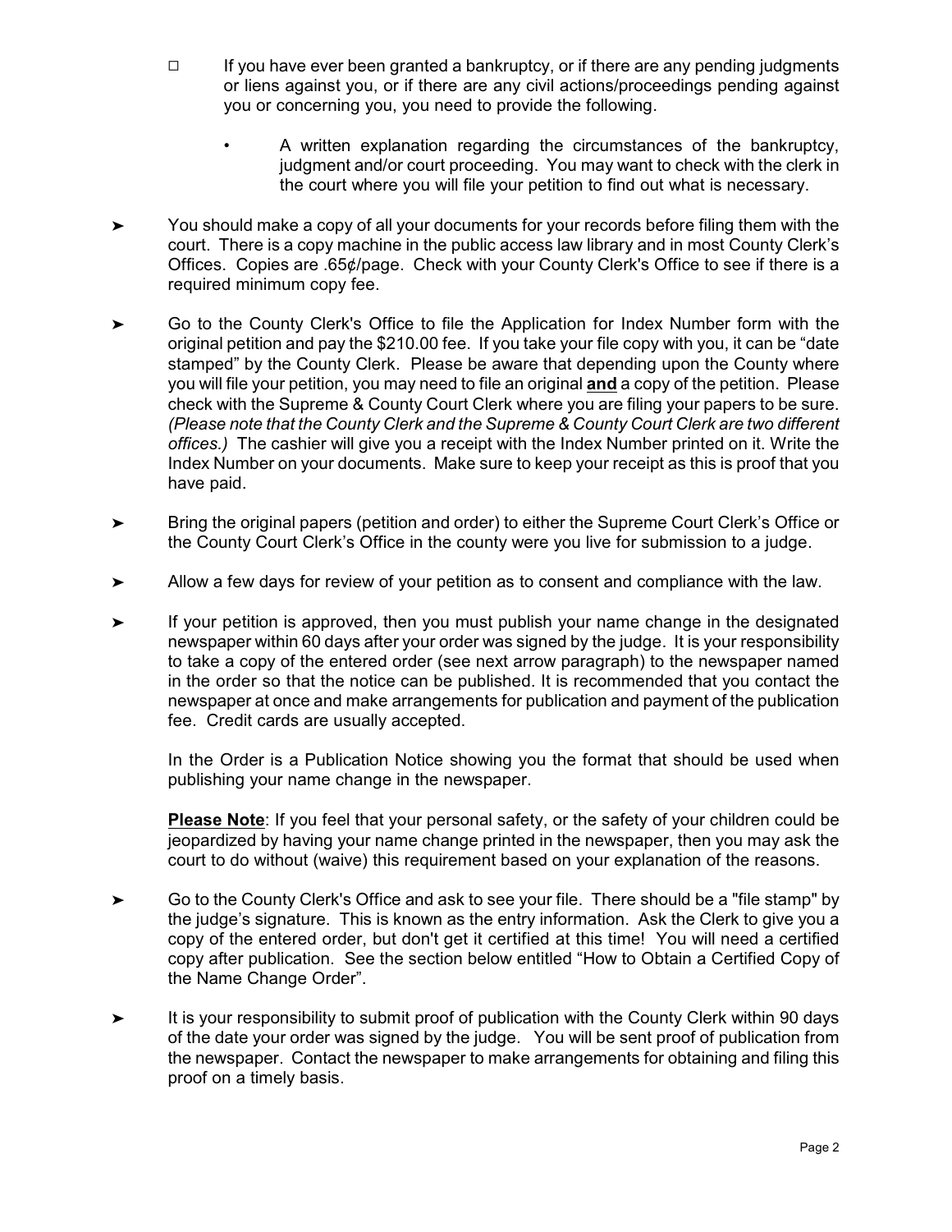- ☐ If you have ever been granted a bankruptcy, or if there are any pending judgments or liens against you, or if there are any civil actions/proceedings pending against you or concerning you, you need to provide the following.

  - A written explanation regarding the circumstances of the bankruptcy, judgment and/or court proceeding. You may want to check with the clerk in the court where you will file your petition to find out what is necessary.

➤ You should make a copy of all your documents for your records before filing them with the court. There is a copy machine in the public access law library and in most County Clerk's Offices. Copies are .65¢/page. Check with your County Clerk's Office to see if there is a required minimum copy fee.

➤ Go to the County Clerk's Office to file the Application for Index Number form with the original petition and pay the $210.00 fee. If you take your file copy with you, it can be "date stamped" by the County Clerk. Please be aware that depending upon the County where you will file your petition, you may need to file an original **and** a copy of the petition. Please check with the Supreme & County Court Clerk where you are filing your papers to be sure. *(Please note that the County Clerk and the Supreme & County Court Clerk are two different offices.)* The cashier will give you a receipt with the Index Number printed on it. Write the Index Number on your documents. Make sure to keep your receipt as this is proof that you have paid.

➤ Bring the original papers (petition and order) to either the Supreme Court Clerk's Office or the County Court Clerk's Office in the county were you live for submission to a judge.

➤ Allow a few days for review of your petition as to consent and compliance with the law.

➤ If your petition is approved, then you must publish your name change in the designated newspaper within 60 days after your order was signed by the judge. It is your responsibility to take a copy of the entered order (see next arrow paragraph) to the newspaper named in the order so that the notice can be published. It is recommended that you contact the newspaper at once and make arrangements for publication and payment of the publication fee. Credit cards are usually accepted.

  In the Order is a Publication Notice showing you the format that should be used when publishing your name change in the newspaper.

  **Please Note**: If you feel that your personal safety, or the safety of your children could be jeopardized by having your name change printed in the newspaper, then you may ask the court to do without (waive) this requirement based on your explanation of the reasons.

➤ Go to the County Clerk's Office and ask to see your file. There should be a "file stamp" by the judge's signature. This is known as the entry information. Ask the Clerk to give you a copy of the entered order, but don't get it certified at this time! You will need a certified copy after publication. See the section below entitled "How to Obtain a Certified Copy of the Name Change Order".

➤ It is your responsibility to submit proof of publication with the County Clerk within 90 days of the date your order was signed by the judge. You will be sent proof of publication from the newspaper. Contact the newspaper to make arrangements for obtaining and filing this proof on a timely basis.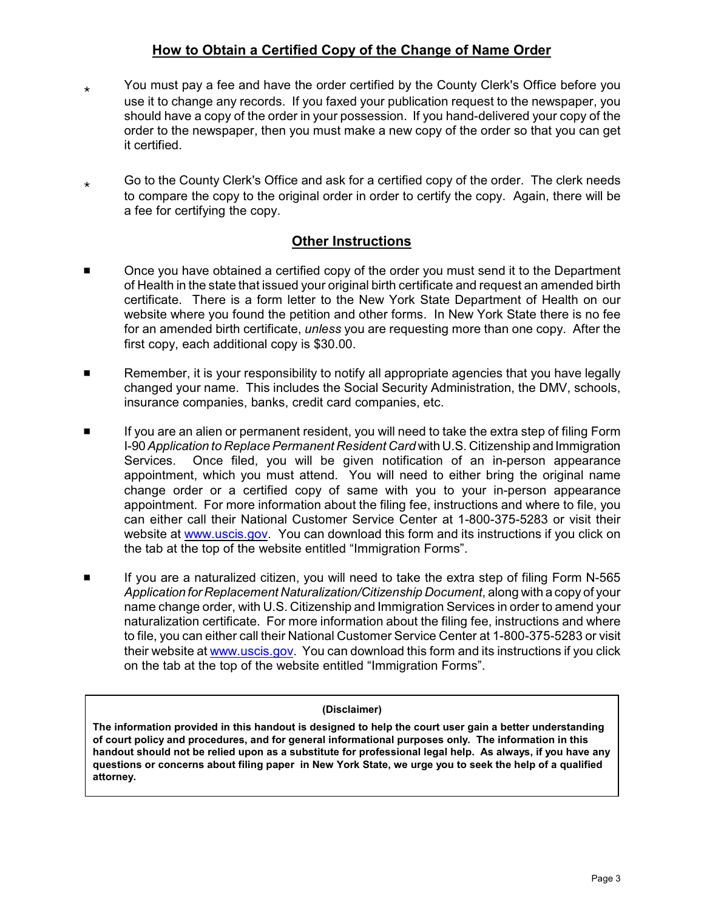## How to Obtain a Certified Copy of the Change of Name Order

* You must pay a fee and have the order certified by the County Clerk's Office before you use it to change any records. If you faxed your publication request to the newspaper, you should have a copy of the order in your possession. If you hand-delivered your copy of the order to the newspaper, then you must make a new copy of the order so that you can get it certified.

* Go to the County Clerk's Office and ask for a certified copy of the order. The clerk needs to compare the copy to the original order in order to certify the copy. Again, there will be a fee for certifying the copy.

## Other Instructions

- Once you have obtained a certified copy of the order you must send it to the Department of Health in the state that issued your original birth certificate and request an amended birth certificate. There is a form letter to the New York State Department of Health on our website where you found the petition and other forms. In New York State there is no fee for an amended birth certificate, *unless* you are requesting more than one copy. After the first copy, each additional copy is $30.00.

- Remember, it is your responsibility to notify all appropriate agencies that you have legally changed your name. This includes the Social Security Administration, the DMV, schools, insurance companies, banks, credit card companies, etc.

- If you are an alien or permanent resident, you will need to take the extra step of filing Form I-90 *Application to Replace Permanent Resident Card* with U.S. Citizenship and Immigration Services. Once filed, you will be given notification of an in-person appearance appointment, which you must attend. You will need to either bring the original name change order or a certified copy of same with you to your in-person appearance appointment. For more information about the filing fee, instructions and where to file, you can either call their National Customer Service Center at 1-800-375-5283 or visit their website at www.uscis.gov. You can download this form and its instructions if you click on the tab at the top of the website entitled "Immigration Forms".

- If you are a naturalized citizen, you will need to take the extra step of filing Form N-565 *Application for Replacement Naturalization/Citizenship Document*, along with a copy of your name change order, with U.S. Citizenship and Immigration Services in order to amend your naturalization certificate. For more information about the filing fee, instructions and where to file, you can either call their National Customer Service Center at 1-800-375-5283 or visit their website at www.uscis.gov. You can download this form and its instructions if you click on the tab at the top of the website entitled "Immigration Forms".

**(Disclaimer)**

**The information provided in this handout is designed to help the court user gain a better understanding of court policy and procedures, and for general informational purposes only. The information in this handout should not be relied upon as a substitute for professional legal help. As always, if you have any questions or concerns about filing paper in New York State, we urge you to seek the help of a qualified attorney.**